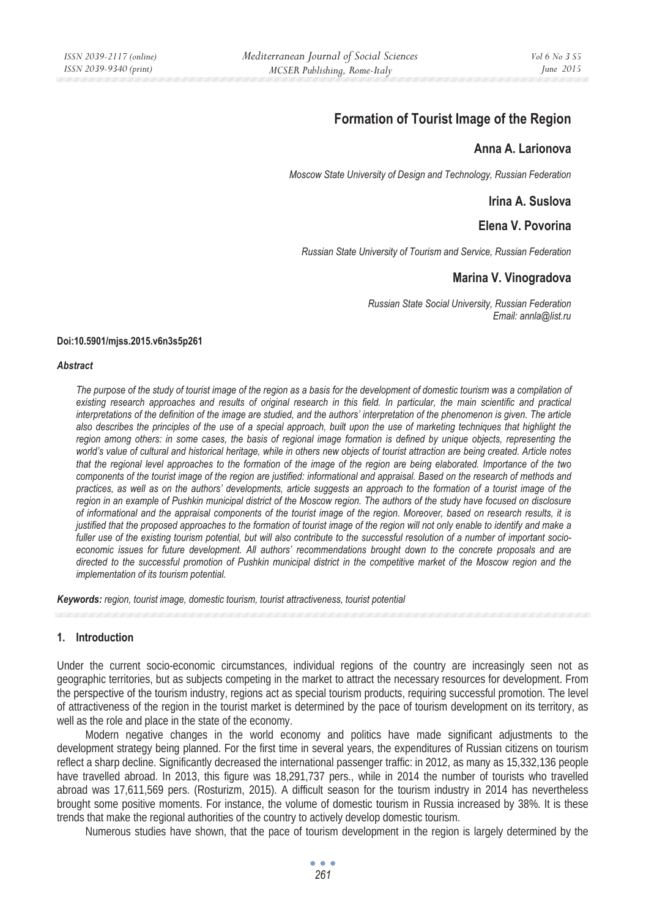# Formation of Tourist Image of the Region

**Anna A. Larionova**

*Moscow State University of Design and Technology, Russian Federation*

**Irina A. Suslova**

**Elena V. Povorina**

*Russian State University of Tourism and Service, Russian Federation*

**Marina V. Vinogradova**

*Russian State Social University, Russian Federation*
*Email: annla@list.ru*

**Doi:10.5901/mjss.2015.v6n3s5p261**

***Abstract***

*The purpose of the study of tourist image of the region as a basis for the development of domestic tourism was a compilation of existing research approaches and results of original research in this field. In particular, the main scientific and practical interpretations of the definition of the image are studied, and the authors' interpretation of the phenomenon is given. The article also describes the principles of the use of a special approach, built upon the use of marketing techniques that highlight the region among others: in some cases, the basis of regional image formation is defined by unique objects, representing the world's value of cultural and historical heritage, while in others new objects of tourist attraction are being created. Article notes that the regional level approaches to the formation of the image of the region are being elaborated. Importance of the two components of the tourist image of the region are justified: informational and appraisal. Based on the research of methods and practices, as well as on the authors' developments, article suggests an approach to the formation of a tourist image of the region in an example of Pushkin municipal district of the Moscow region. The authors of the study have focused on disclosure of informational and the appraisal components of the tourist image of the region. Moreover, based on research results, it is justified that the proposed approaches to the formation of tourist image of the region will not only enable to identify and make a fuller use of the existing tourism potential, but will also contribute to the successful resolution of a number of important socio-economic issues for future development. All authors' recommendations brought down to the concrete proposals and are directed to the successful promotion of Pushkin municipal district in the competitive market of the Moscow region and the implementation of its tourism potential.*

***Keywords:*** *region, tourist image, domestic tourism, tourist attractiveness, tourist potential*

## 1. Introduction

Under the current socio-economic circumstances, individual regions of the country are increasingly seen not as geographic territories, but as subjects competing in the market to attract the necessary resources for development. From the perspective of the tourism industry, regions act as special tourism products, requiring successful promotion. The level of attractiveness of the region in the tourist market is determined by the pace of tourism development on its territory, as well as the role and place in the state of the economy.

Modern negative changes in the world economy and politics have made significant adjustments to the development strategy being planned. For the first time in several years, the expenditures of Russian citizens on tourism reflect a sharp decline. Significantly decreased the international passenger traffic: in 2012, as many as 15,332,136 people have travelled abroad. In 2013, this figure was 18,291,737 pers., while in 2014 the number of tourists who travelled abroad was 17,611,569 pers. (Rosturizm, 2015). A difficult season for the tourism industry in 2014 has nevertheless brought some positive moments. For instance, the volume of domestic tourism in Russia increased by 38%. It is these trends that make the regional authorities of the country to actively develop domestic tourism.

Numerous studies have shown, that the pace of tourism development in the region is largely determined by the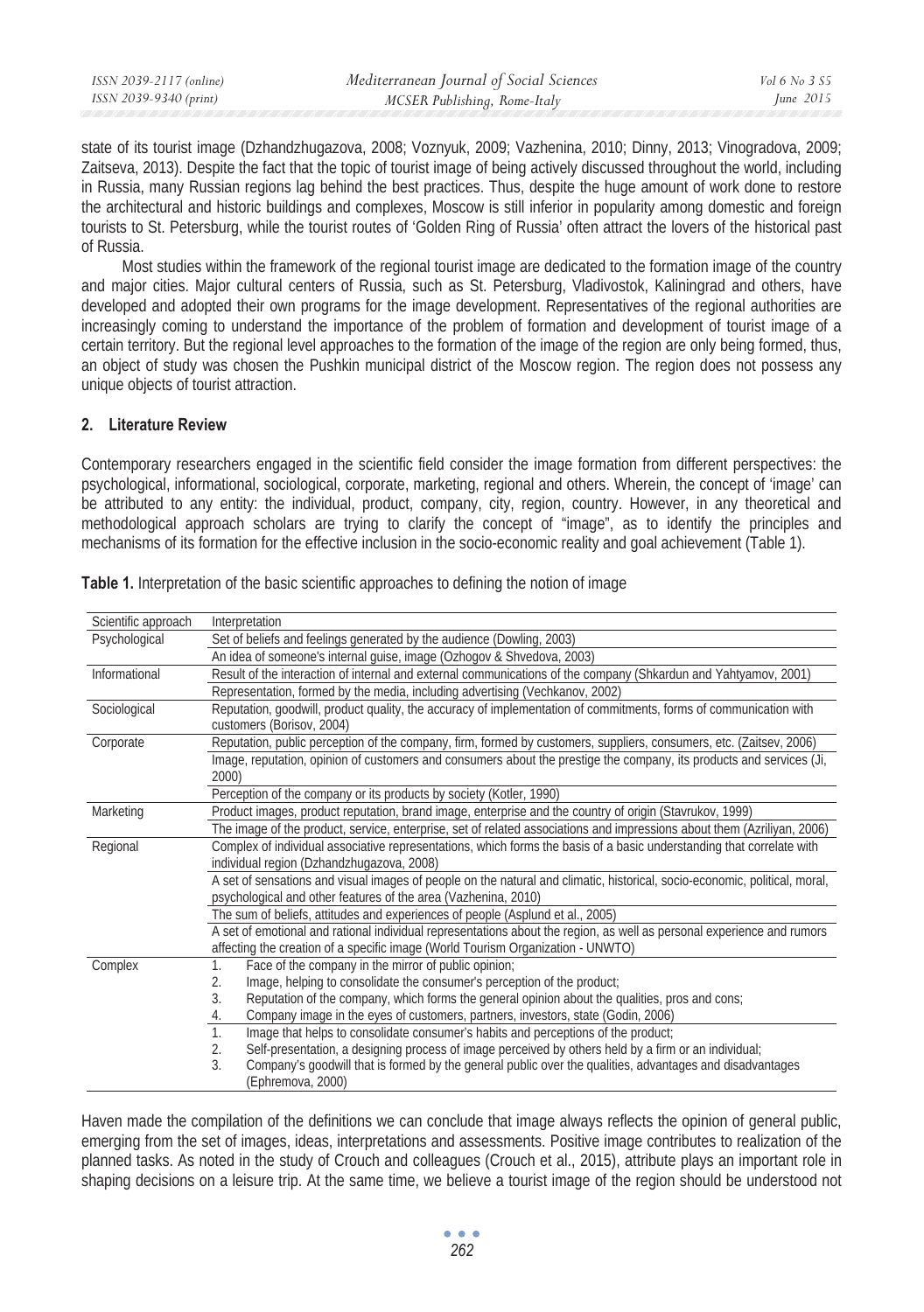state of its tourist image (Dzhandzhugazova, 2008; Voznyuk, 2009; Vazhenina, 2010; Dinny, 2013; Vinogradova, 2009; Zaitseva, 2013). Despite the fact that the topic of tourist image of being actively discussed throughout the world, including in Russia, many Russian regions lag behind the best practices. Thus, despite the huge amount of work done to restore the architectural and historic buildings and complexes, Moscow is still inferior in popularity among domestic and foreign tourists to St. Petersburg, while the tourist routes of 'Golden Ring of Russia' often attract the lovers of the historical past of Russia.

Most studies within the framework of the regional tourist image are dedicated to the formation image of the country and major cities. Major cultural centers of Russia, such as St. Petersburg, Vladivostok, Kaliningrad and others, have developed and adopted their own programs for the image development. Representatives of the regional authorities are increasingly coming to understand the importance of the problem of formation and development of tourist image of a certain territory. But the regional level approaches to the formation of the image of the region are only being formed, thus, an object of study was chosen the Pushkin municipal district of the Moscow region. The region does not possess any unique objects of tourist attraction.

## 2. Literature Review

Contemporary researchers engaged in the scientific field consider the image formation from different perspectives: the psychological, informational, sociological, corporate, marketing, regional and others. Wherein, the concept of 'image' can be attributed to any entity: the individual, product, company, city, region, country. However, in any theoretical and methodological approach scholars are trying to clarify the concept of "image", as to identify the principles and mechanisms of its formation for the effective inclusion in the socio-economic reality and goal achievement (Table 1).

**Table 1.** Interpretation of the basic scientific approaches to defining the notion of image

| Scientific approach | Interpretation |
| --- | --- |
| Psychological | Set of beliefs and feelings generated by the audience (Dowling, 2003) |
| | An idea of someone's internal guise, image (Ozhogov & Shvedova, 2003) |
| Informational | Result of the interaction of internal and external communications of the company (Shkardun and Yahtyamov, 2001) |
| | Representation, formed by the media, including advertising (Vechkanov, 2002) |
| Sociological | Reputation, goodwill, product quality, the accuracy of implementation of commitments, forms of communication with customers (Borisov, 2004) |
| Corporate | Reputation, public perception of the company, firm, formed by customers, suppliers, consumers, etc. (Zaitsev, 2006) |
| | Image, reputation, opinion of customers and consumers about the prestige the company, its products and services (Ji, 2000) |
| | Perception of the company or its products by society (Kotler, 1990) |
| Marketing | Product images, product reputation, brand image, enterprise and the country of origin (Stavrukov, 1999) |
| | The image of the product, service, enterprise, set of related associations and impressions about them (Azriliyan, 2006) |
| Regional | Complex of individual associative representations, which forms the basis of a basic understanding that correlate with individual region (Dzhandzhugazova, 2008) |
| | A set of sensations and visual images of people on the natural and climatic, historical, socio-economic, political, moral, psychological and other features of the area (Vazhenina, 2010) |
| | The sum of beliefs, attitudes and experiences of people (Asplund et al., 2005) |
| | A set of emotional and rational individual representations about the region, as well as personal experience and rumors affecting the creation of a specific image (World Tourism Organization - UNWTO) |
| Complex | 1. Face of the company in the mirror of public opinion;<br>2. Image, helping to consolidate the consumer's perception of the product;<br>3. Reputation of the company, which forms the general opinion about the qualities, pros and cons;<br>4. Company image in the eyes of customers, partners, investors, state (Godin, 2006) |
| | 1. Image that helps to consolidate consumer's habits and perceptions of the product;<br>2. Self-presentation, a designing process of image perceived by others held by a firm or an individual;<br>3. Company's goodwill that is formed by the general public over the qualities, advantages and disadvantages (Ephremova, 2000) |

Haven made the compilation of the definitions we can conclude that image always reflects the opinion of general public, emerging from the set of images, ideas, interpretations and assessments. Positive image contributes to realization of the planned tasks. As noted in the study of Crouch and colleagues (Crouch et al., 2015), attribute plays an important role in shaping decisions on a leisure trip. At the same time, we believe a tourist image of the region should be understood not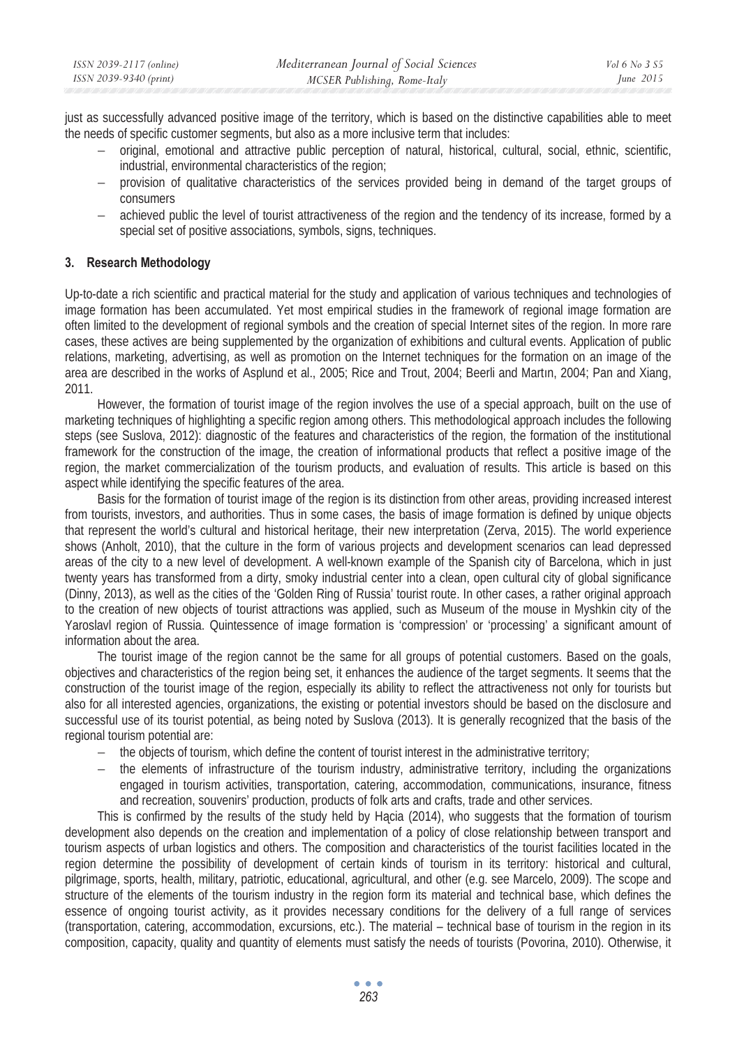just as successfully advanced positive image of the territory, which is based on the distinctive capabilities able to meet the needs of specific customer segments, but also as a more inclusive term that includes:

- original, emotional and attractive public perception of natural, historical, cultural, social, ethnic, scientific, industrial, environmental characteristics of the region;
- provision of qualitative characteristics of the services provided being in demand of the target groups of consumers
- achieved public the level of tourist attractiveness of the region and the tendency of its increase, formed by a special set of positive associations, symbols, signs, techniques.

## 3. Research Methodology

Up-to-date a rich scientific and practical material for the study and application of various techniques and technologies of image formation has been accumulated. Yet most empirical studies in the framework of regional image formation are often limited to the development of regional symbols and the creation of special Internet sites of the region. In more rare cases, these actives are being supplemented by the organization of exhibitions and cultural events. Application of public relations, marketing, advertising, as well as promotion on the Internet techniques for the formation on an image of the area are described in the works of Asplund et al., 2005; Rice and Trout, 2004; Beerli and Martın, 2004; Pan and Xiang, 2011.

However, the formation of tourist image of the region involves the use of a special approach, built on the use of marketing techniques of highlighting a specific region among others. This methodological approach includes the following steps (see Suslova, 2012): diagnostic of the features and characteristics of the region, the formation of the institutional framework for the construction of the image, the creation of informational products that reflect a positive image of the region, the market commercialization of the tourism products, and evaluation of results. This article is based on this aspect while identifying the specific features of the area.

Basis for the formation of tourist image of the region is its distinction from other areas, providing increased interest from tourists, investors, and authorities. Thus in some cases, the basis of image formation is defined by unique objects that represent the world's cultural and historical heritage, their new interpretation (Zerva, 2015). The world experience shows (Anholt, 2010), that the culture in the form of various projects and development scenarios can lead depressed areas of the city to a new level of development. A well-known example of the Spanish city of Barcelona, which in just twenty years has transformed from a dirty, smoky industrial center into a clean, open cultural city of global significance (Dinny, 2013), as well as the cities of the 'Golden Ring of Russia' tourist route. In other cases, a rather original approach to the creation of new objects of tourist attractions was applied, such as Museum of the mouse in Myshkin city of the Yaroslavl region of Russia. Quintessence of image formation is 'compression' or 'processing' a significant amount of information about the area.

The tourist image of the region cannot be the same for all groups of potential customers. Based on the goals, objectives and characteristics of the region being set, it enhances the audience of the target segments. It seems that the construction of the tourist image of the region, especially its ability to reflect the attractiveness not only for tourists but also for all interested agencies, organizations, the existing or potential investors should be based on the disclosure and successful use of its tourist potential, as being noted by Suslova (2013). It is generally recognized that the basis of the regional tourism potential are:

- the objects of tourism, which define the content of tourist interest in the administrative territory;
- the elements of infrastructure of the tourism industry, administrative territory, including the organizations engaged in tourism activities, transportation, catering, accommodation, communications, insurance, fitness and recreation, souvenirs' production, products of folk arts and crafts, trade and other services.

This is confirmed by the results of the study held by Hącia (2014), who suggests that the formation of tourism development also depends on the creation and implementation of a policy of close relationship between transport and tourism aspects of urban logistics and others. The composition and characteristics of the tourist facilities located in the region determine the possibility of development of certain kinds of tourism in its territory: historical and cultural, pilgrimage, sports, health, military, patriotic, educational, agricultural, and other (e.g. see Marcelo, 2009). The scope and structure of the elements of the tourism industry in the region form its material and technical base, which defines the essence of ongoing tourist activity, as it provides necessary conditions for the delivery of a full range of services (transportation, catering, accommodation, excursions, etc.). The material – technical base of tourism in the region in its composition, capacity, quality and quantity of elements must satisfy the needs of tourists (Povorina, 2010). Otherwise, it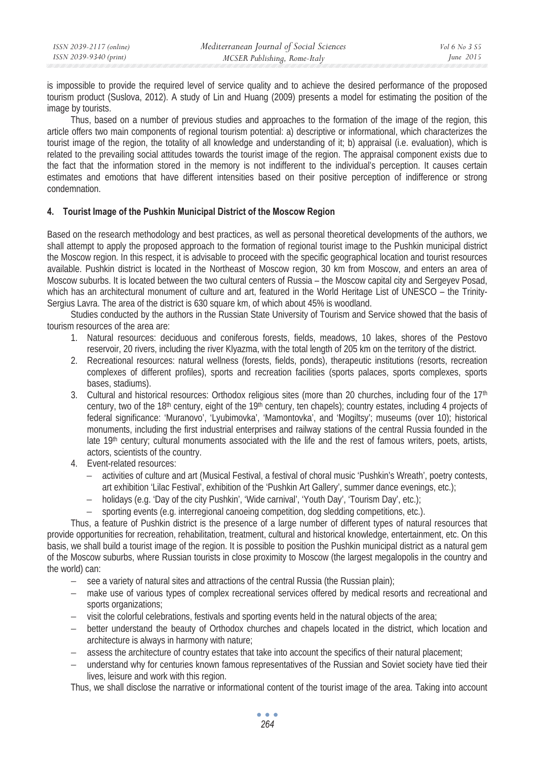is impossible to provide the required level of service quality and to achieve the desired performance of the proposed tourism product (Suslova, 2012). A study of Lin and Huang (2009) presents a model for estimating the position of the image by tourists.

Thus, based on a number of previous studies and approaches to the formation of the image of the region, this article offers two main components of regional tourism potential: a) descriptive or informational, which characterizes the tourist image of the region, the totality of all knowledge and understanding of it; b) appraisal (i.e. evaluation), which is related to the prevailing social attitudes towards the tourist image of the region. The appraisal component exists due to the fact that the information stored in the memory is not indifferent to the individual's perception. It causes certain estimates and emotions that have different intensities based on their positive perception of indifference or strong condemnation.

## 4. Tourist Image of the Pushkin Municipal District of the Moscow Region

Based on the research methodology and best practices, as well as personal theoretical developments of the authors, we shall attempt to apply the proposed approach to the formation of regional tourist image to the Pushkin municipal district the Moscow region. In this respect, it is advisable to proceed with the specific geographical location and tourist resources available. Pushkin district is located in the Northeast of Moscow region, 30 km from Moscow, and enters an area of Moscow suburbs. It is located between the two cultural centers of Russia – the Moscow capital city and Sergeyev Posad, which has an architectural monument of culture and art, featured in the World Heritage List of UNESCO – the Trinity-Sergius Lavra. The area of the district is 630 square km, of which about 45% is woodland.

Studies conducted by the authors in the Russian State University of Tourism and Service showed that the basis of tourism resources of the area are:

1. Natural resources: deciduous and coniferous forests, fields, meadows, 10 lakes, shores of the Pestovo reservoir, 20 rivers, including the river Klyazma, with the total length of 205 km on the territory of the district.
2. Recreational resources: natural wellness (forests, fields, ponds), therapeutic institutions (resorts, recreation complexes of different profiles), sports and recreation facilities (sports palaces, sports complexes, sports bases, stadiums).
3. Cultural and historical resources: Orthodox religious sites (more than 20 churches, including four of the 17th century, two of the 18th century, eight of the 19th century, ten chapels); country estates, including 4 projects of federal significance: 'Muranovo', 'Lyubimovka', 'Mamontovka', and 'Mogiltsy'; museums (over 10); historical monuments, including the first industrial enterprises and railway stations of the central Russia founded in the late 19th century; cultural monuments associated with the life and the rest of famous writers, poets, artists, actors, scientists of the country.
4. Event-related resources:
   - activities of culture and art (Musical Festival, a festival of choral music 'Pushkin's Wreath', poetry contests, art exhibition 'Lilac Festival', exhibition of the 'Pushkin Art Gallery', summer dance evenings, etc.);
   - holidays (e.g. 'Day of the city Pushkin', 'Wide carnival', 'Youth Day', 'Tourism Day', etc.);
   - sporting events (e.g. interregional canoeing competition, dog sledding competitions, etc.).

Thus, a feature of Pushkin district is the presence of a large number of different types of natural resources that provide opportunities for recreation, rehabilitation, treatment, cultural and historical knowledge, entertainment, etc. On this basis, we shall build a tourist image of the region. It is possible to position the Pushkin municipal district as a natural gem of the Moscow suburbs, where Russian tourists in close proximity to Moscow (the largest megalopolis in the country and the world) can:

- see a variety of natural sites and attractions of the central Russia (the Russian plain);
- make use of various types of complex recreational services offered by medical resorts and recreational and sports organizations;
- visit the colorful celebrations, festivals and sporting events held in the natural objects of the area;
- better understand the beauty of Orthodox churches and chapels located in the district, which location and architecture is always in harmony with nature;
- assess the architecture of country estates that take into account the specifics of their natural placement;
- understand why for centuries known famous representatives of the Russian and Soviet society have tied their lives, leisure and work with this region.

Thus, we shall disclose the narrative or informational content of the tourist image of the area. Taking into account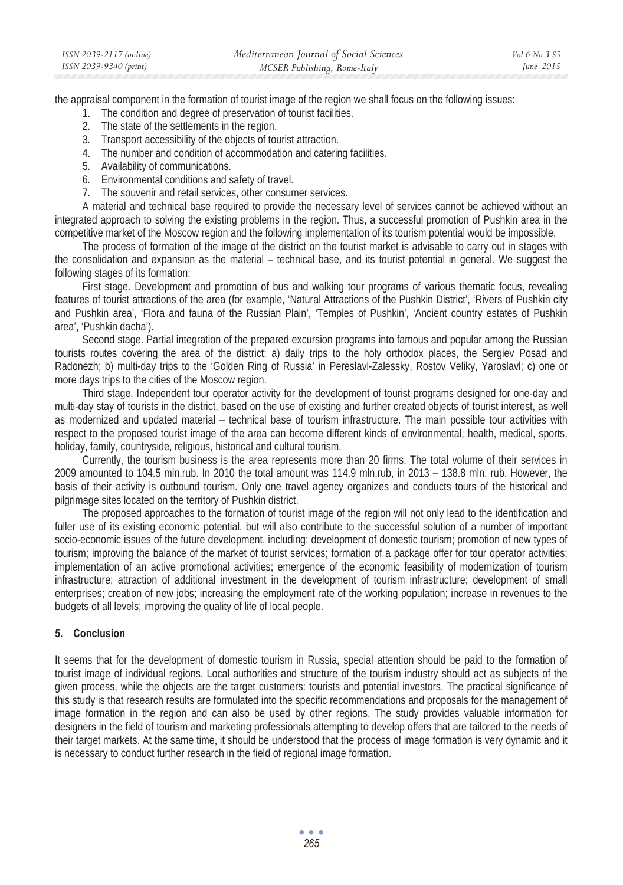the appraisal component in the formation of tourist image of the region we shall focus on the following issues:

1. The condition and degree of preservation of tourist facilities.
2. The state of the settlements in the region.
3. Transport accessibility of the objects of tourist attraction.
4. The number and condition of accommodation and catering facilities.
5. Availability of communications.
6. Environmental conditions and safety of travel.
7. The souvenir and retail services, other consumer services.

A material and technical base required to provide the necessary level of services cannot be achieved without an integrated approach to solving the existing problems in the region. Thus, a successful promotion of Pushkin area in the competitive market of the Moscow region and the following implementation of its tourism potential would be impossible.

The process of formation of the image of the district on the tourist market is advisable to carry out in stages with the consolidation and expansion as the material – technical base, and its tourist potential in general. We suggest the following stages of its formation:

First stage. Development and promotion of bus and walking tour programs of various thematic focus, revealing features of tourist attractions of the area (for example, 'Natural Attractions of the Pushkin District', 'Rivers of Pushkin city and Pushkin area', 'Flora and fauna of the Russian Plain', 'Temples of Pushkin', 'Ancient country estates of Pushkin area', 'Pushkin dacha').

Second stage. Partial integration of the prepared excursion programs into famous and popular among the Russian tourists routes covering the area of the district: a) daily trips to the holy orthodox places, the Sergiev Posad and Radonezh; b) multi-day trips to the 'Golden Ring of Russia' in Pereslavl-Zalessky, Rostov Veliky, Yaroslavl; c) one or more days trips to the cities of the Moscow region.

Third stage. Independent tour operator activity for the development of tourist programs designed for one-day and multi-day stay of tourists in the district, based on the use of existing and further created objects of tourist interest, as well as modernized and updated material – technical base of tourism infrastructure. The main possible tour activities with respect to the proposed tourist image of the area can become different kinds of environmental, health, medical, sports, holiday, family, countryside, religious, historical and cultural tourism.

Currently, the tourism business is the area represents more than 20 firms. The total volume of their services in 2009 amounted to 104.5 mln.rub. In 2010 the total amount was 114.9 mln.rub, in 2013 – 138.8 mln. rub. However, the basis of their activity is outbound tourism. Only one travel agency organizes and conducts tours of the historical and pilgrimage sites located on the territory of Pushkin district.

The proposed approaches to the formation of tourist image of the region will not only lead to the identification and fuller use of its existing economic potential, but will also contribute to the successful solution of a number of important socio-economic issues of the future development, including: development of domestic tourism; promotion of new types of tourism; improving the balance of the market of tourist services; formation of a package offer for tour operator activities; implementation of an active promotional activities; emergence of the economic feasibility of modernization of tourism infrastructure; attraction of additional investment in the development of tourism infrastructure; development of small enterprises; creation of new jobs; increasing the employment rate of the working population; increase in revenues to the budgets of all levels; improving the quality of life of local people.

## 5. Conclusion

It seems that for the development of domestic tourism in Russia, special attention should be paid to the formation of tourist image of individual regions. Local authorities and structure of the tourism industry should act as subjects of the given process, while the objects are the target customers: tourists and potential investors. The practical significance of this study is that research results are formulated into the specific recommendations and proposals for the management of image formation in the region and can also be used by other regions. The study provides valuable information for designers in the field of tourism and marketing professionals attempting to develop offers that are tailored to the needs of their target markets. At the same time, it should be understood that the process of image formation is very dynamic and it is necessary to conduct further research in the field of regional image formation.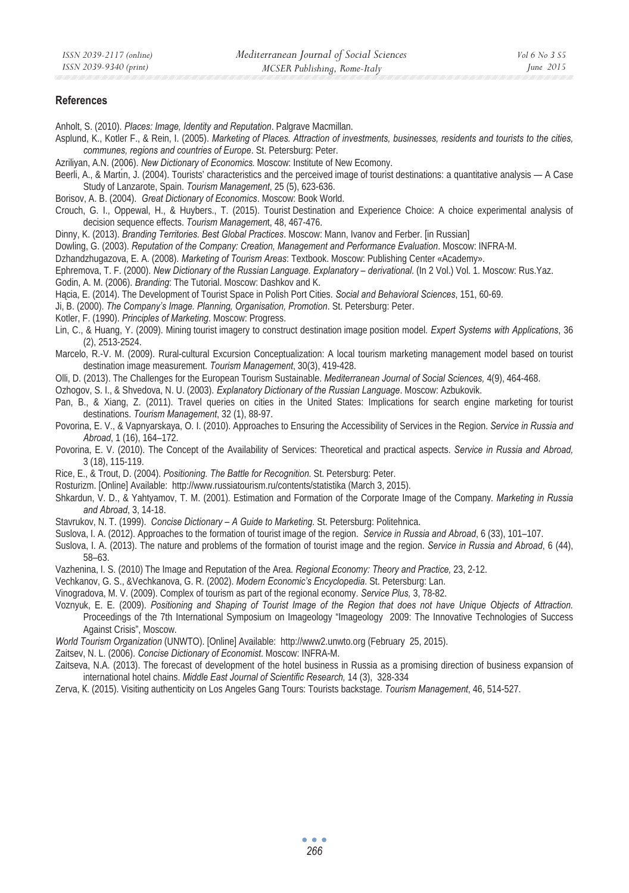## References

Anholt, S. (2010). *Places: Image, Identity and Reputation*. Palgrave Macmillan.

Asplund, K., Kotler F., & Rein, I. (2005). *Marketing of Places. Attraction of investments, businesses, residents and tourists to the cities, communes, regions and countries of Europe*. St. Petersburg: Peter.

Azriliyan, A.N. (2006). *New Dictionary of Economics.* Moscow: Institute of New Ecomony.

Beerli, A., & Martín, J. (2004). Tourists' characteristics and the perceived image of tourist destinations: a quantitative analysis — A Case Study of Lanzarote, Spain. *Tourism Management*, 25 (5), 623-636.

Borisov, A. B. (2004). *Great Dictionary of Economics*. Moscow: Book World.

Crouch, G. I., Oppewal, H., & Huybers., T. (2015). Tourist Destination and Experience Choice: A choice experimental analysis of decision sequence effects. *Tourism Management*, 48, 467-476.

Dinny, K. (2013). *Branding Territories. Best Global Practices*. Moscow: Mann, Ivanov and Ferber. [in Russian]

Dowling, G. (2003). *Reputation of the Company: Creation, Management and Performance Evaluation*. Moscow: INFRA-M.

Dzhandzhugazova, E. A. (2008). *Marketing of Tourism Areas*: Textbook. Moscow: Publishing Center «Academy».

Ephremova, T. F. (2000). *New Dictionary of the Russian Language. Explanatory – derivational.* (In 2 Vol.) Vol. 1. Moscow: Rus.Yaz.

Godin, A. M. (2006). *Branding*: The Tutorial. Moscow: Dashkov and K.

Hącia, E. (2014). The Development of Tourist Space in Polish Port Cities. *Social and Behavioral Sciences*, 151, 60-69.

Ji, B. (2000). *The Company's Image. Planning, Organisation, Promotion*. St. Petersburg: Peter.

Kotler, F. (1990). *Principles of Marketing*. Moscow: Progress.

Lin, C., & Huang, Y. (2009). Mining tourist imagery to construct destination image position model. *Expert Systems with Applications*, 36 (2), 2513-2524.

Marcelo, R.-V. M. (2009). Rural-cultural Excursion Conceptualization: A local tourism marketing management model based on tourist destination image measurement. *Tourism Management*, 30(3), 419-428.

Olli, D. (2013). The Challenges for the European Tourism Sustainable. *Mediterranean Journal of Social Sciences,* 4(9), 464-468.

Ozhogov, S. I., & Shvedova, N. U. (2003). *Explanatory Dictionary of the Russian Language*. Moscow: Azbukovik.

Pan, B., & Xiang, Z. (2011). Travel queries on cities in the United States: Implications for search engine marketing for tourist destinations. *Tourism Management*, 32 (1), 88-97.

Povorina, E. V., & Vapnyarskaya, O. I. (2010). Approaches to Ensuring the Accessibility of Services in the Region. *Service in Russia and Abroad*, 1 (16), 164–172.

Povorina, E. V. (2010). The Concept of the Availability of Services: Theoretical and practical aspects. *Service in Russia and Abroad,* 3 (18), 115-119.

Rice, E., & Trout, D. (2004). *Positioning. The Battle for Recognition.* St. Petersburg: Peter.

Rosturizm. [Online] Available: http://www.russiatourism.ru/contents/statistika (March 3, 2015).

Shkardun, V. D., & Yahtyamov, T. M. (2001). Estimation and Formation of the Corporate Image of the Company. *Marketing in Russia and Abroad*, 3, 14-18.

Stavrukov, N. T. (1999). *Concise Dictionary – A Guide to Marketing.* St. Petersburg: Politehnica.

Suslova, I. A. (2012). Approaches to the formation of tourist image of the region. *Service in Russia and Abroad*, 6 (33), 101–107.

Suslova, I. A. (2013). The nature and problems of the formation of tourist image and the region. *Service in Russia and Abroad*, 6 (44), 58–63.

Vazhenina, I. S. (2010) The Image and Reputation of the Area*. Regional Economy: Theory and Practice,* 23, 2-12.

Vechkanov, G. S., &Vechkanova, G. R. (2002). *Modern Economic's Encyclopedia*. St. Petersburg: Lan.

Vinogradova, M. V. (2009). Complex of tourism as part of the regional economy. *Service Plus,* 3, 78-82.

Voznyuk, E. E. (2009). *Positioning and Shaping of Tourist Image of the Region that does not have Unique Objects of Attraction.* Proceedings of the 7th International Symposium on Imageology "Imageology 2009: The Innovative Technologies of Success Against Crisis", Moscow.

*World Tourism Organization* (UNWTO). [Online] Available: http://www2.unwto.org (February 25, 2015).

Zaitsev, N. L. (2006). *Concise Dictionary of Economist*. Moscow: INFRA-M.

Zaitseva, N.A. (2013). The forecast of development of the hotel business in Russia as a promising direction of business expansion of international hotel chains. *Middle East Journal of Scientific Research,* 14 (3), 328-334

Zerva, K. (2015). Visiting authenticity on Los Angeles Gang Tours: Tourists backstage. *Tourism Management*, 46, 514-527.